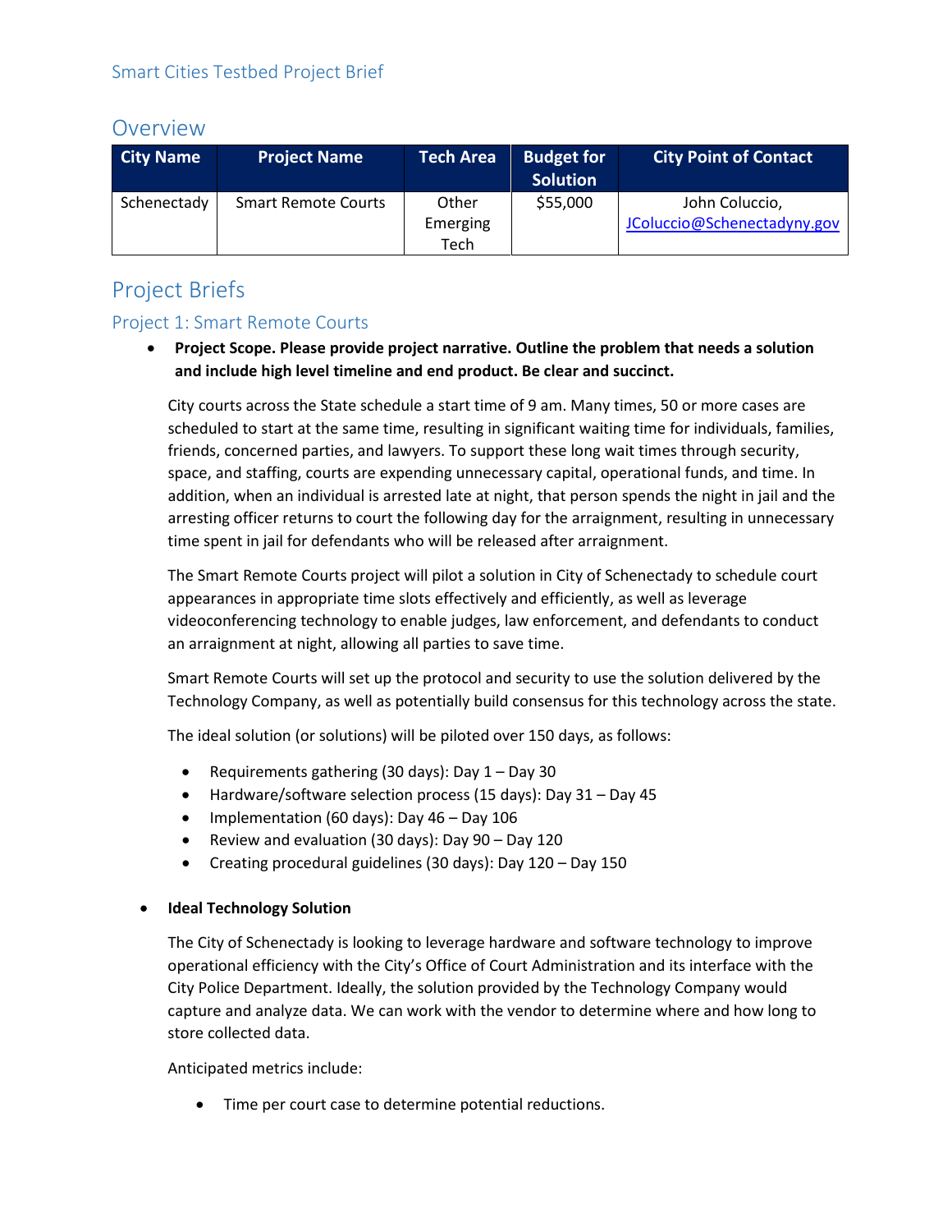Smart Cities Testbed Project Brief

## Overview

| City Name | Project Name | Tech Area | Budget for Solution | City Point of Contact |
|---|---|---|---|---|
| Schenectady | Smart Remote Courts | Other Emerging Tech | $55,000 | John Coluccio, JColuccio@Schenectadyny.gov |

## Project Briefs

### Project 1: Smart Remote Courts

- **Project Scope. Please provide project narrative. Outline the problem that needs a solution and include high level timeline and end product. Be clear and succinct.**

  City courts across the State schedule a start time of 9 am. Many times, 50 or more cases are scheduled to start at the same time, resulting in significant waiting time for individuals, families, friends, concerned parties, and lawyers. To support these long wait times through security, space, and staffing, courts are expending unnecessary capital, operational funds, and time. In addition, when an individual is arrested late at night, that person spends the night in jail and the arresting officer returns to court the following day for the arraignment, resulting in unnecessary time spent in jail for defendants who will be released after arraignment.

  The Smart Remote Courts project will pilot a solution in City of Schenectady to schedule court appearances in appropriate time slots effectively and efficiently, as well as leverage videoconferencing technology to enable judges, law enforcement, and defendants to conduct an arraignment at night, allowing all parties to save time.

  Smart Remote Courts will set up the protocol and security to use the solution delivered by the Technology Company, as well as potentially build consensus for this technology across the state.

  The ideal solution (or solutions) will be piloted over 150 days, as follows:

  - Requirements gathering (30 days): Day 1 – Day 30
  - Hardware/software selection process (15 days): Day 31 – Day 45
  - Implementation (60 days): Day 46 – Day 106
  - Review and evaluation (30 days): Day 90 – Day 120
  - Creating procedural guidelines (30 days): Day 120 – Day 150

- **Ideal Technology Solution**

  The City of Schenectady is looking to leverage hardware and software technology to improve operational efficiency with the City's Office of Court Administration and its interface with the City Police Department. Ideally, the solution provided by the Technology Company would capture and analyze data. We can work with the vendor to determine where and how long to store collected data.

  Anticipated metrics include:

  - Time per court case to determine potential reductions.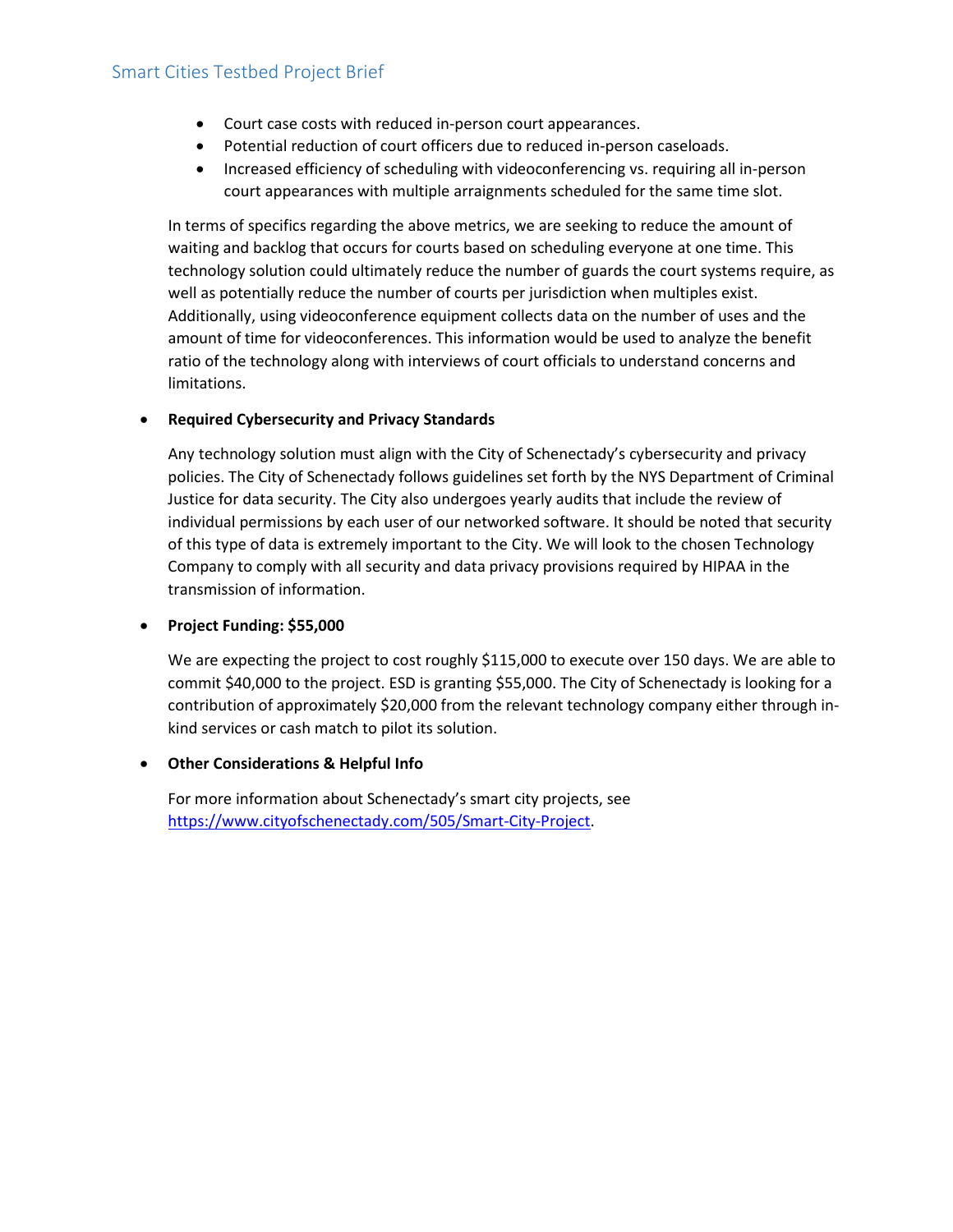- Court case costs with reduced in-person court appearances.
- Potential reduction of court officers due to reduced in-person caseloads.
- Increased efficiency of scheduling with videoconferencing vs. requiring all in-person court appearances with multiple arraignments scheduled for the same time slot.

In terms of specifics regarding the above metrics, we are seeking to reduce the amount of waiting and backlog that occurs for courts based on scheduling everyone at one time. This technology solution could ultimately reduce the number of guards the court systems require, as well as potentially reduce the number of courts per jurisdiction when multiples exist. Additionally, using videoconference equipment collects data on the number of uses and the amount of time for videoconferences. This information would be used to analyze the benefit ratio of the technology along with interviews of court officials to understand concerns and limitations.

- **Required Cybersecurity and Privacy Standards**

  Any technology solution must align with the City of Schenectady's cybersecurity and privacy policies. The City of Schenectady follows guidelines set forth by the NYS Department of Criminal Justice for data security. The City also undergoes yearly audits that include the review of individual permissions by each user of our networked software. It should be noted that security of this type of data is extremely important to the City. We will look to the chosen Technology Company to comply with all security and data privacy provisions required by HIPAA in the transmission of information.

- **Project Funding: $55,000**

  We are expecting the project to cost roughly $115,000 to execute over 150 days. We are able to commit $40,000 to the project. ESD is granting $55,000. The City of Schenectady is looking for a contribution of approximately $20,000 from the relevant technology company either through in-kind services or cash match to pilot its solution.

- **Other Considerations & Helpful Info**

  For more information about Schenectady's smart city projects, see https://www.cityofschenectady.com/505/Smart-City-Project.